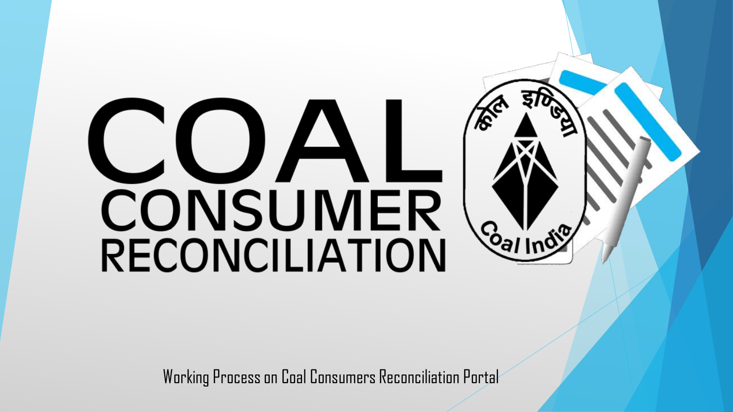# COAL CONSUMER RECONCILIATION

Working Process on Coal Consumers Reconciliation Portal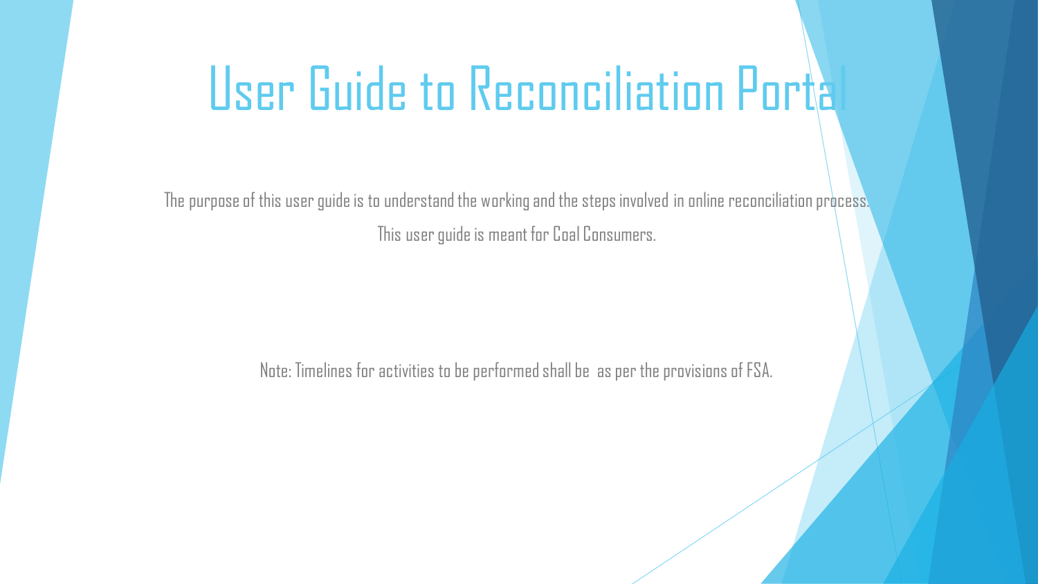# User Guide to Reconciliation Portal

The purpose of this user guide is to understand the working and the steps involved in online reconciliation process.

This user guide is meant for Coal Consumers.

Note: Timelines for activities to be performed shall be as per the provisions of FSA.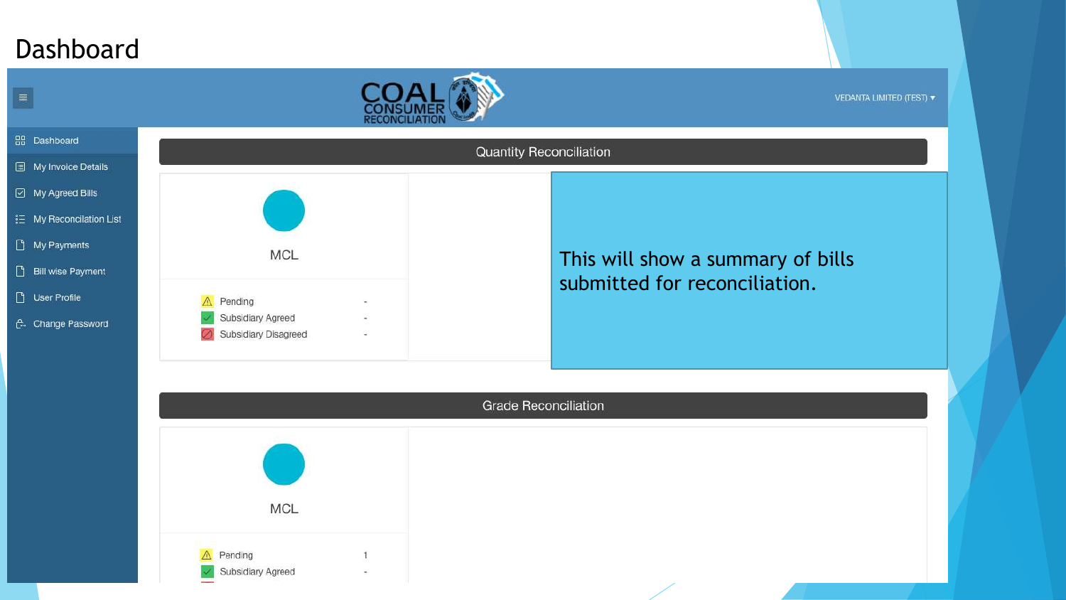# Dashboard

VEDANTA LIMITED (TEST) ▾

COAL CONSUMER RECONCILIATION

- Dashboard
- My Invoice Details
- My Agreed Bills
- My Reconciliation List
- My Payments
- Bill wise Payment
- User Profile
- Change Password

## Quantity Reconciliation

MCL

| Status | Count |
|---|---|
| Pending | - |
| Subsidiary Agreed | - |
| Subsidiary Disagreed | - |

This will show a summary of bills submitted for reconciliation.

## Grade Reconciliation

MCL

| Status | Count |
|---|---|
| Pending | 1 |
| Subsidiary Agreed | - |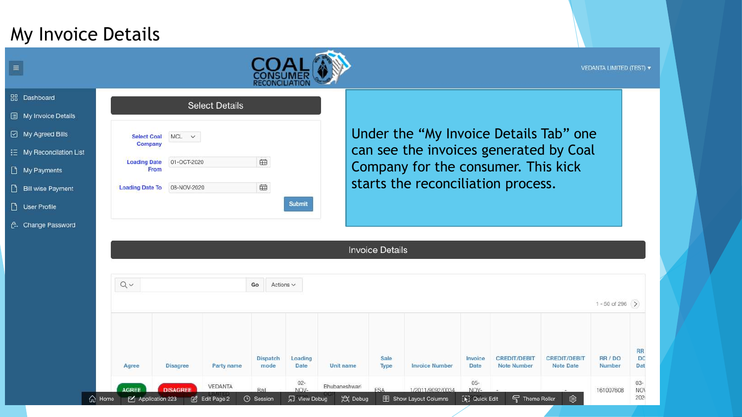# My Invoice Details

COAL CONSUMER RECONCILIATION

VEDANTA LIMITED (TEST) ▾

- Dashboard
- My Invoice Details
- My Agreed Bills
- My Reconcilation List
- My Payments
- Bill wise Payment
- User Profile
- Change Password

## Select Details

Select Coal Company: MCL

Loading Date From: 01-OCT-2020

Loading Date To: 08-NOV-2020

Submit

Under the "My Invoice Details Tab" one can see the invoices generated by Coal Company for the consumer. This kick starts the reconciliation process.

## Invoice Details

Go | Actions

1 - 50 of 296

| Agree | Disagree | Party name | Dispatch mode | Loading Date | Unit name | Sale Type | Invoice Number | Invoice Date | CREDIT/DEBIT Note Number | CREDIT/DEBIT Note Date | RR / DO Number | RR DO Dat |
|---|---|---|---|---|---|---|---|---|---|---|---|---|
| AGREE | DISAGREE | VEDANTA LIMITED | Rail | 02-NOV- | Bhubaneshwari OCP | FSA | 1/2011/9092/0034 | 05-NOV- | - | - | 161007608 | 03-NOV 202 |

Home | Application 223 | Edit Page 2 | Session | View Debug | Debug | Show Layout Columns | Quick Edit | Theme Roller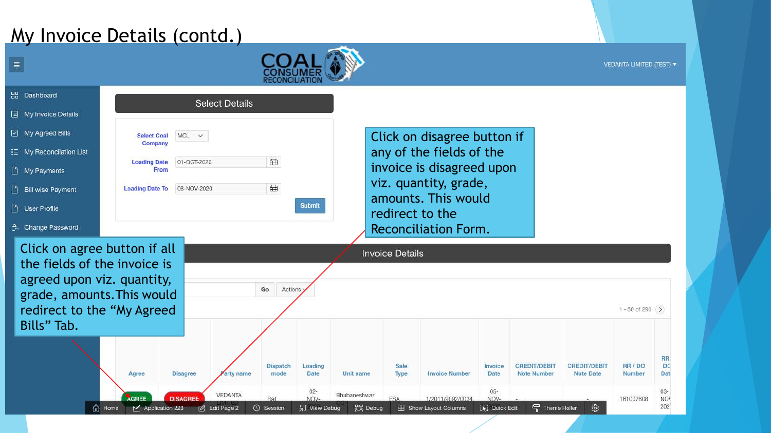# My Invoice Details (contd.)

COAL CONSUMER RECONCILIATION

VEDANTA LIMITED (TEST) ▾

- Dashboard
- My Invoice Details
- My Agreed Bills
- My Reconciliation List
- My Payments
- Bill wise Payment
- User Profile
- Change Password

**Select Details**

Select Coal Company: MCL

Loading Date From: 01-OCT-2020

Loading Date To: 08-NOV-2020

Submit

Click on disagree button if any of the fields of the invoice is disagreed upon viz. quantity, grade, amounts. This would redirect to the Reconciliation Form.

Click on agree button if all the fields of the invoice is agreed upon viz. quantity, grade, amounts. This would redirect to the "My Agreed Bills" Tab.

**Invoice Details**

Go | Actions

1 - 50 of 296

| Agree | Disagree | Party name | Dispatch mode | Loading Date | Unit name | Sale Type | Invoice Number | Invoice Date | CREDIT/DEBIT Note Number | CREDIT/DEBIT Note Date | RR / DO Number | RR DO Dat |
|---|---|---|---|---|---|---|---|---|---|---|---|---|
| AGREE | DISAGREE | VEDANTA LIMITED | Rail | 02-NOV- | Bhubaneshwari | FSA | 1/2011/9092/0034 | 05-NOV- | - | - | 161007608 | 03-NOV 202 |

Home | Application 223 | Edit Page 2 | Session | View Debug | Debug | Show Layout Columns | Quick Edit | Theme Roller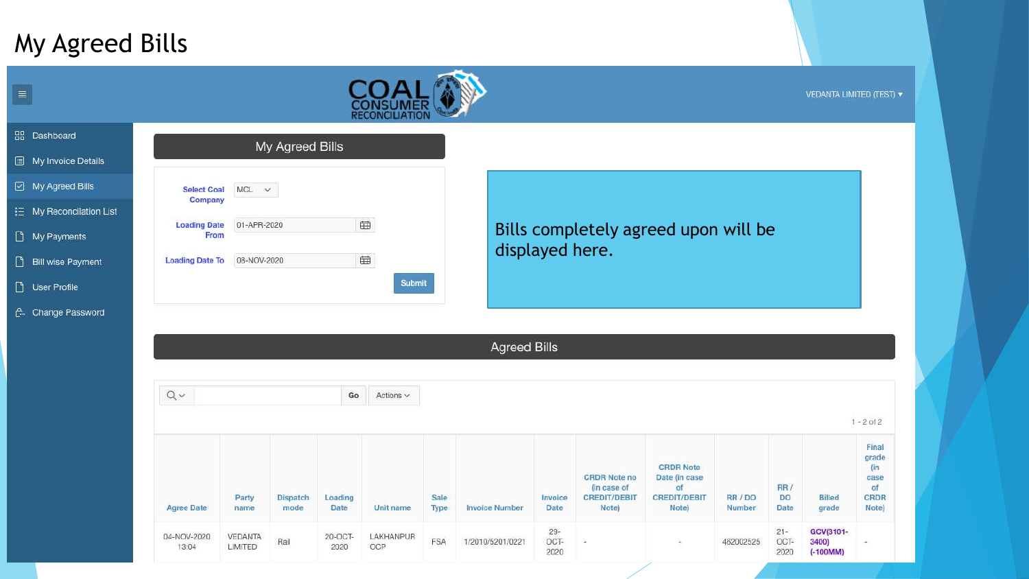# My Agreed Bills

≡

COAL CONSUMER RECONCILIATION

VEDANTA LIMITED (TEST) ▾

- Dashboard
- My Invoice Details
- My Agreed Bills
- My Reconcilation List
- My Payments
- Bill wise Payment
- User Profile
- Change Password

## My Agreed Bills

Select Coal Company: MCL

Loading Date From: 01-APR-2020

Loading Date To: 08-NOV-2020

Submit

Bills completely agreed upon will be displayed here.

## Agreed Bills

Go | Actions

1 - 2 of 2

| Agree Date | Party name | Dispatch mode | Loading Date | Unit name | Sale Type | Invoice Number | Invoice Date | CRDR Note no (in case of CREDIT/DEBIT Note) | CRDR Note Date (in case of CREDIT/DEBIT Note) | RR / DO Number | RR / DO Date | Billed grade | Final grade (in case of CRDR Note) |
|---|---|---|---|---|---|---|---|---|---|---|---|---|---|
| 04-NOV-2020 13:04 | VEDANTA LIMITED | Rail | 20-OCT-2020 | LAKHANPUR OCP | FSA | 1/2010/5201/0221 | 29-OCT-2020 | - | - | 462002525 | 21-OCT-2020 | GCV(3101-3400) (-100MM) | - |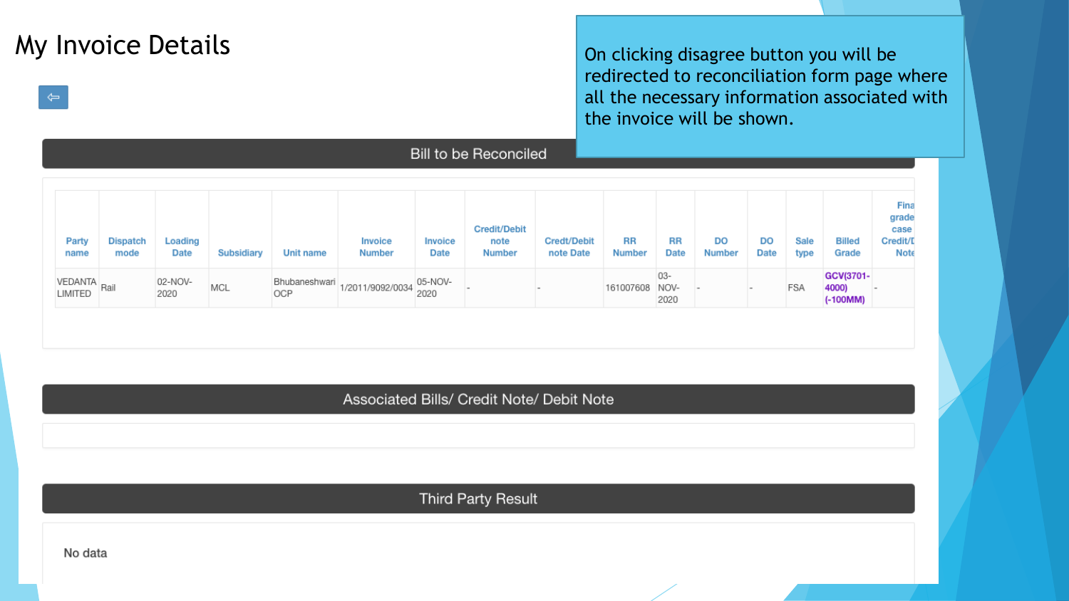# My Invoice Details

On clicking disagree button you will be redirected to reconciliation form page where all the necessary information associated with the invoice will be shown.

## Bill to be Reconciled

| Party name | Dispatch mode | Loading Date | Subsidiary | Unit name | Invoice Number | Invoice Date | Credit/Debit note Number | Credt/Debit note Date | RR Number | RR Date | DO Number | DO Date | Sale type | Billed Grade | Final grade case Credit/D Note |
|---|---|---|---|---|---|---|---|---|---|---|---|---|---|---|---|
| VEDANTA LIMITED | Rail | 02-NOV-2020 | MCL | Bhubaneshwari OCP | 1/2011/9092/0034 | 05-NOV-2020 | - | - | 161007608 | 03-NOV-2020 | - | - | FSA | GCV(3701-4000) (-100MM) | - |

## Associated Bills/ Credit Note/ Debit Note

## Third Party Result

No data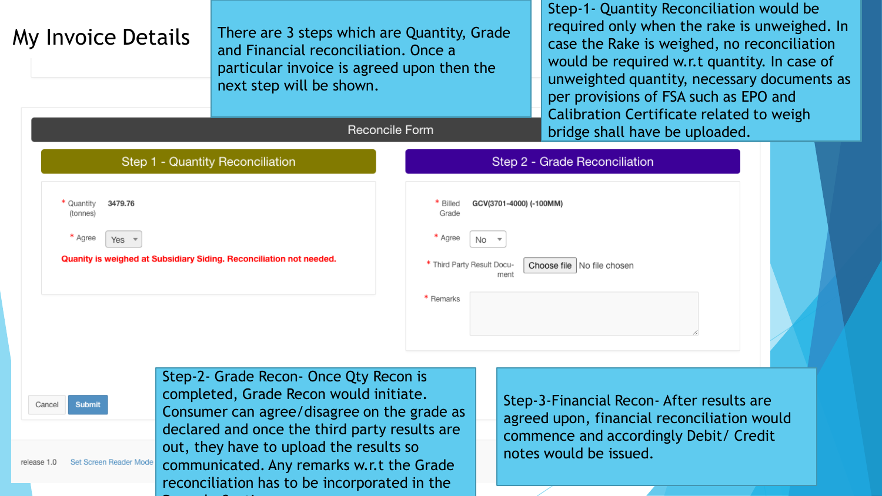# My Invoice Details

There are 3 steps which are Quantity, Grade and Financial reconciliation. Once a particular invoice is agreed upon then the next step will be shown.

Step-1- Quantity Reconciliation would be required only when the rake is unweighed. In case the Rake is weighed, no reconciliation would be required w.r.t quantity. In case of unweighted quantity, necessary documents as per provisions of FSA such as EPO and Calibration Certificate related to weigh bridge shall have be uploaded.

## Reconcile Form

### Step 1 - Quantity Reconciliation

\* Quantity (tonnes) 3479.76

\* Agree Yes

Quanity is weighed at Subsidiary Siding. Reconciliation not needed.

### Step 2 - Grade Reconciliation

\* Billed Grade GCV(3701-4000) (-100MM)

\* Agree No

\* Third Party Result Document Choose file No file chosen

\* Remarks

Cancel Submit

release 1.0 Set Screen Reader Mode

Step-2- Grade Recon- Once Qty Recon is completed, Grade Recon would initiate. Consumer can agree/disagree on the grade as declared and once the third party results are out, they have to upload the results so communicated. Any remarks w.r.t the Grade reconciliation has to be incorporated in the Remarks Section.

Step-3-Financial Recon- After results are agreed upon, financial reconciliation would commence and accordingly Debit/ Credit notes would be issued.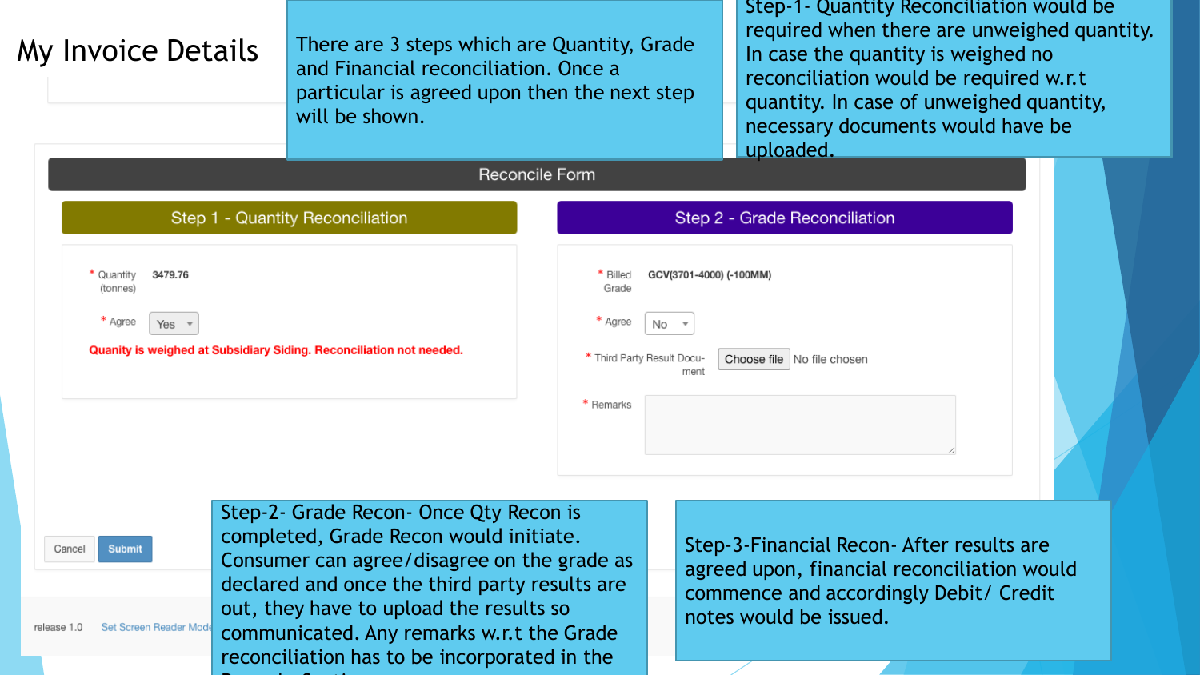# My Invoice Details

There are 3 steps which are Quantity, Grade and Financial reconciliation. Once a particular is agreed upon then the next step will be shown.

Step-1- Quantity Reconciliation would be required when there are unweighed quantity. In case the quantity is weighed no reconciliation would be required w.r.t quantity. In case of unweighed quantity, necessary documents would have be uploaded.

**Reconcile Form**

**Step 1 - Quantity Reconciliation**

* Quantity (tonnes) 3479.76

* Agree Yes

Quanity is weighed at Subsidiary Siding. Reconciliation not needed.

**Step 2 - Grade Reconciliation**

* Billed Grade GCV(3701-4000) (-100MM)

* Agree No

* Third Party Result Document Choose file No file chosen

* Remarks

Cancel Submit

release 1.0 Set Screen Reader Mode

Step-2- Grade Recon- Once Qty Recon is completed, Grade Recon would initiate. Consumer can agree/disagree on the grade as declared and once the third party results are out, they have to upload the results so communicated. Any remarks w.r.t the Grade reconciliation has to be incorporated in the

Step-3-Financial Recon- After results are agreed upon, financial reconciliation would commence and accordingly Debit/ Credit notes would be issued.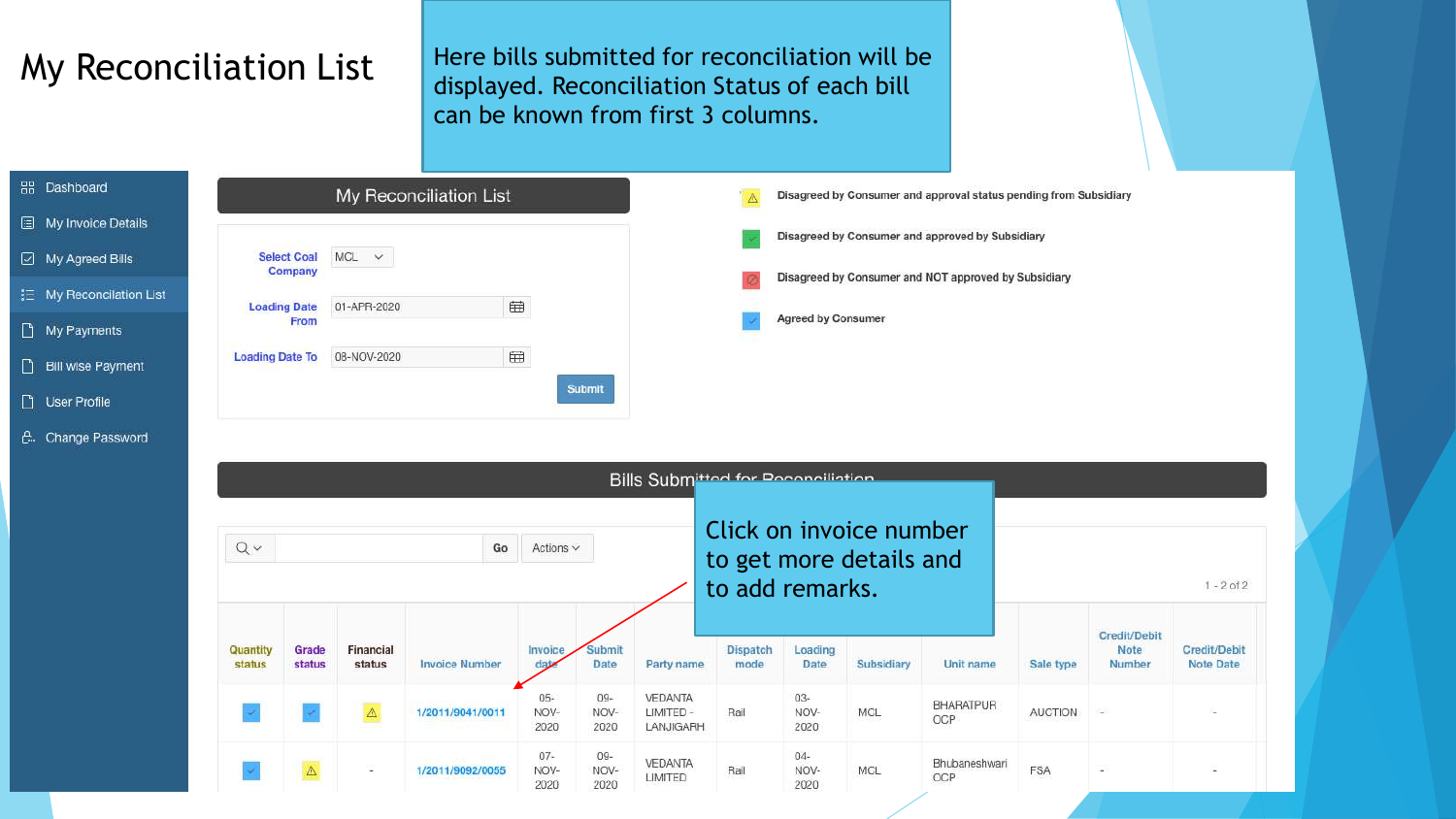# My Reconciliation List

Here bills submitted for reconciliation will be displayed. Reconciliation Status of each bill can be known from first 3 columns.

- Dashboard
- My Invoice Details
- My Agreed Bills
- My Reconciliation List
- My Payments
- Bill wise Payment
- User Profile
- Change Password

## My Reconciliation List

Select Coal Company: MCL

Loading Date From: 01-APR-2020

Loading Date To: 08-NOV-2020

Submit

- ⚠ Disagreed by Consumer and approval status pending from Subsidiary
- ✓ Disagreed by Consumer and approved by Subsidiary
- ⊘ Disagreed by Consumer and NOT approved by Subsidiary
- ✓ Agreed by Consumer

## Bills Submitted for Reconciliation

Click on invoice number to get more details and to add remarks.

Go | Actions

1 - 2 of 2

| Quantity status | Grade status | Financial status | Invoice Number | Invoice date | Submit Date | Party name | Dispatch mode | Loading Date | Subsidiary | Unit name | Sale type | Credit/Debit Note Number | Credit/Debit Note Date |
|---|---|---|---|---|---|---|---|---|---|---|---|---|---|
| ✓ | ✓ | ⚠ | 1/2011/9041/0011 | 05-NOV-2020 | 09-NOV-2020 | VEDANTA LIMITED - LANJIGARH | Rail | 03-NOV-2020 | MCL | BHARATPUR OCP | AUCTION | - | - |
| ✓ | ⚠ | - | 1/2011/9092/0055 | 07-NOV-2020 | 09-NOV-2020 | VEDANTA LIMITED | Rail | 04-NOV-2020 | MCL | Bhubaneshwari OCP | FSA | - | - |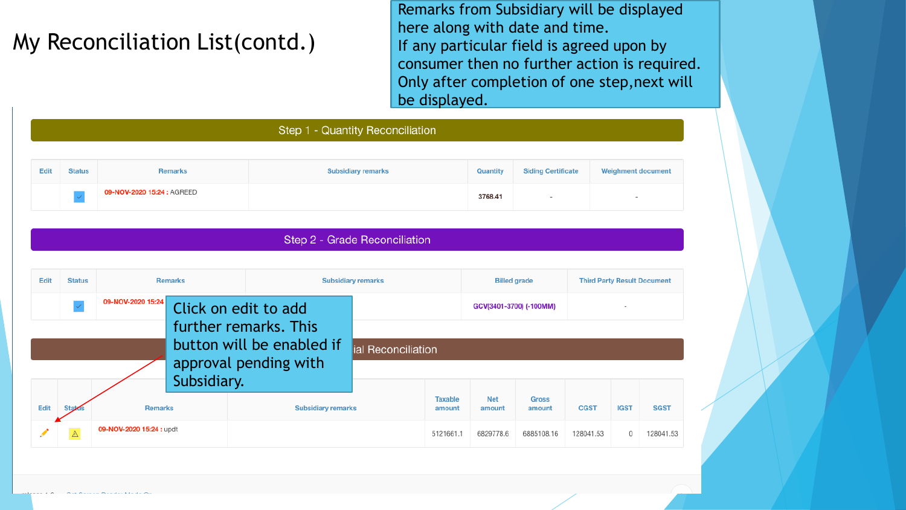# My Reconciliation List(contd.)

Remarks from Subsidiary will be displayed here along with date and time.
If any particular field is agreed upon by consumer then no further action is required.
Only after completion of one step,next will be displayed.

## Step 1 - Quantity Reconciliation

| Edit | Status | Remarks | Subsidiary remarks | Quantity | Siding Certificate | Weighment document |
|---|---|---|---|---|---|---|
| | ☑ | 09-NOV-2020 15:24 : AGREED | | 3768.41 | - | - |

## Step 2 - Grade Reconciliation

| Edit | Status | Remarks | Subsidiary remarks | Billed grade | Third Party Result Document |
|---|---|---|---|---|---|
| | ☑ | 09-NOV-2020 15:24 | | GCV(3401-3700) (-100MM) | - |

Click on edit to add further remarks. This button will be enabled if approval pending with Subsidiary.

## ial Reconciliation

| Edit | Status | Remarks | Subsidiary remarks | Taxable amount | Net amount | Gross amount | CGST | IGST | SGST |
|---|---|---|---|---|---|---|---|---|---|
| ✎ | ⚠ | 09-NOV-2020 15:24 : updt | | 5121661.1 | 6829778.6 | 6885108.16 | 128041.53 | 0 | 128041.53 |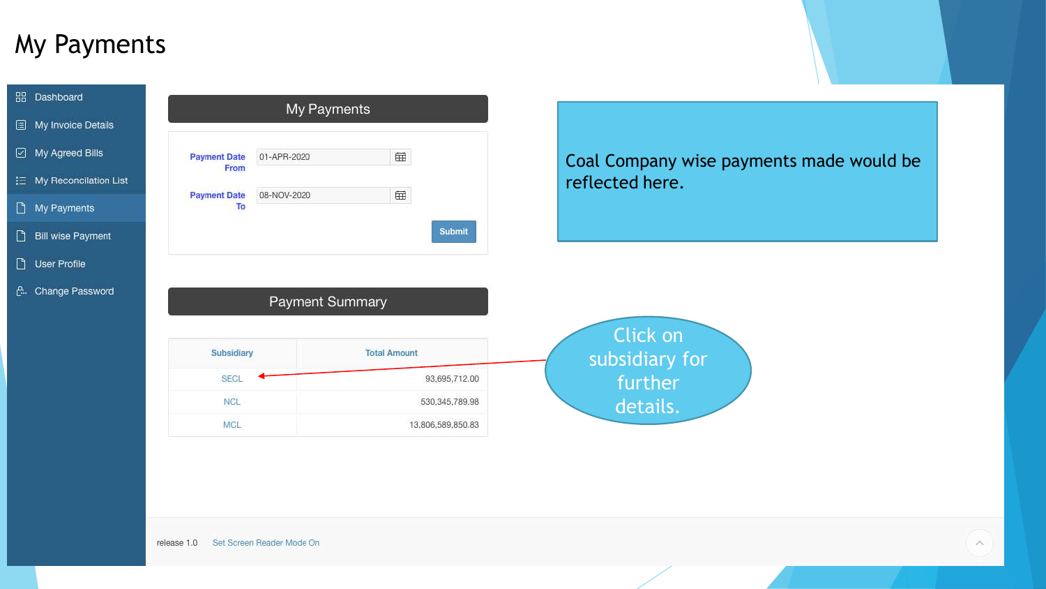# My Payments

- Dashboard
- My Invoice Details
- My Agreed Bills
- My Reconciliation List
- My Payments
- Bill wise Payment
- User Profile
- Change Password

## My Payments

Payment Date From: 01-APR-2020

Payment Date To: 08-NOV-2020

Submit

## Payment Summary

| Subsidiary | Total Amount |
|---|---|
| SECL | 93,695,712.00 |
| NCL | 530,345,789.98 |
| MCL | 13,806,589,850.83 |

Coal Company wise payments made would be reflected here.

Click on subsidiary for further details.

release 1.0 Set Screen Reader Mode On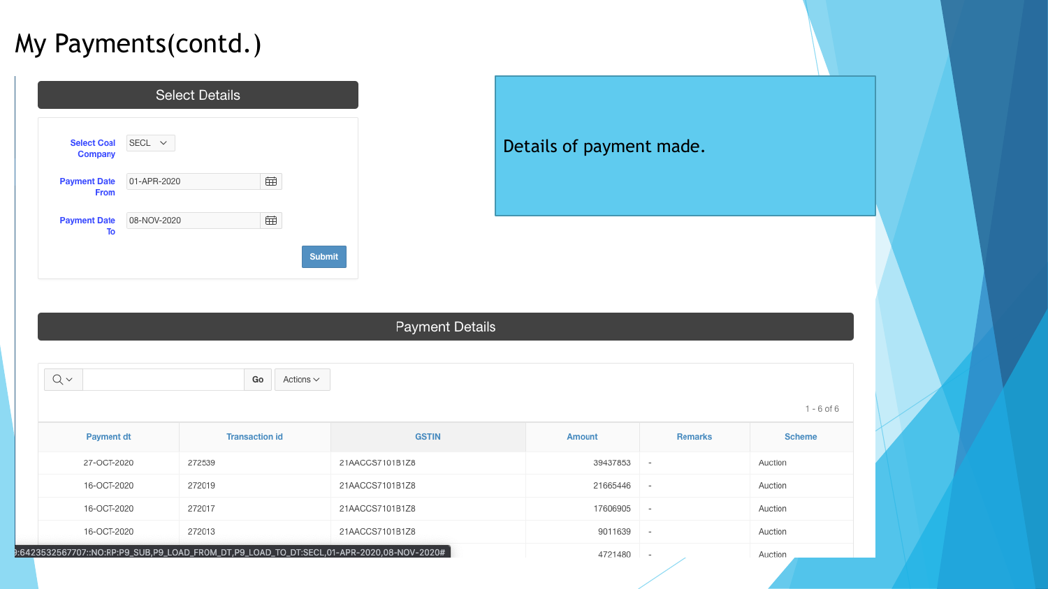# My Payments(contd.)

## Select Details

Select Coal Company: SECL

Payment Date From: 01-APR-2020

Payment Date To: 08-NOV-2020

Submit

Details of payment made.

## Payment Details

Go | Actions

1 - 6 of 6

| Payment dt | Transaction id | GSTIN | Amount | Remarks | Scheme |
|---|---|---|---|---|---|
| 27-OCT-2020 | 272539 | 21AACCS7101B1Z8 | 39437853 | - | Auction |
| 16-OCT-2020 | 272019 | 21AACCS7101B1Z8 | 21665446 | - | Auction |
| 16-OCT-2020 | 272017 | 21AACCS7101B1Z8 | 17606905 | - | Auction |
| 16-OCT-2020 | 272013 | 21AACCS7101B1Z8 | 9011639 | - | Auction |
| | | | 4721480 | - | Auction |

9:6423532567707::NO:RP:P9_SUB,P9_LOAD_FROM_DT,P9_LOAD_TO_DT:SECL,01-APR-2020,08-NOV-2020#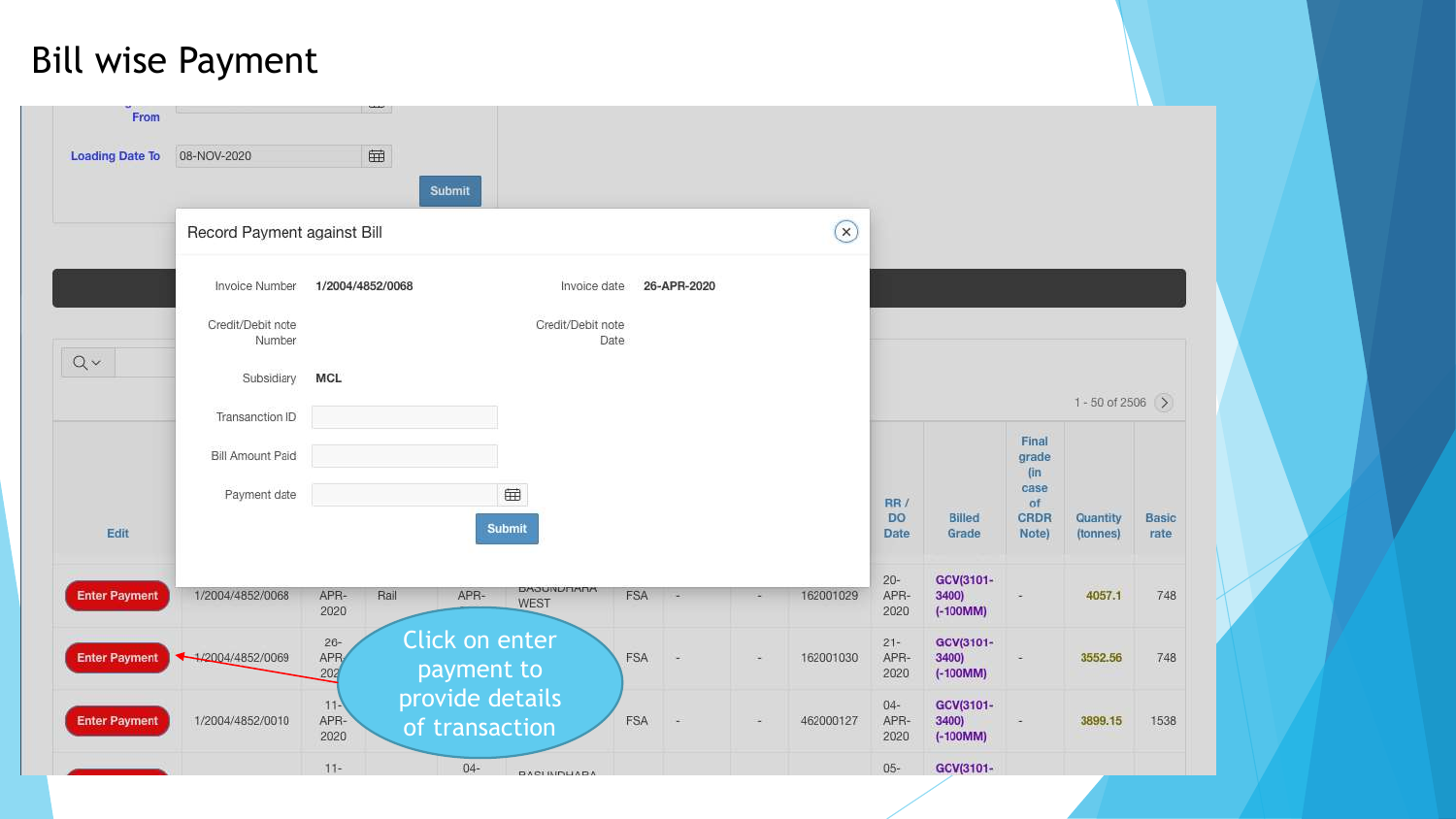# Bill wise Payment

From

Loading Date To 08-NOV-2020

Submit

**Record Payment against Bill**

| | | | |
|---|---|---|---|
| Invoice Number | 1/2004/4852/0068 | Invoice date | 26-APR-2020 |
| Credit/Debit note Number | | Credit/Debit note Date | |
| Subsidiary | MCL | | |
| Transaction ID | | | |
| Bill Amount Paid | | | |
| Payment date | | | |

Submit

1 - 50 of 2506

| Edit | | | | | | | | | | RR / DO Date | Billed Grade | Final grade (in case of CRDR Note) | Quantity (tonnes) | Basic rate |
|---|---|---|---|---|---|---|---|---|---|---|---|---|---|---|
| Enter Payment | 1/2004/4852/0068 | APR-2020 | Rail | APR- | BASUNDHARA WEST | FSA | - | - | 162001029 | 20-APR-2020 | GCV(3101-3400) (-100MM) | - | 4057.1 | 748 |
| Enter Payment | 1/2004/4852/0069 | 26-APR-202 | | | | FSA | - | - | 162001030 | 21-APR-2020 | GCV(3101-3400) (-100MM) | - | 3552.56 | 748 |
| Enter Payment | 1/2004/4852/0010 | 11-APR-2020 | | | | FSA | - | - | 462000127 | 04-APR-2020 | GCV(3101-3400) (-100MM) | - | 3899.15 | 1538 |
| | | 11- | | 04- | BASUNDHARA | | | | | 05- | GCV(3101- | | | |

Click on enter payment to provide details of transaction